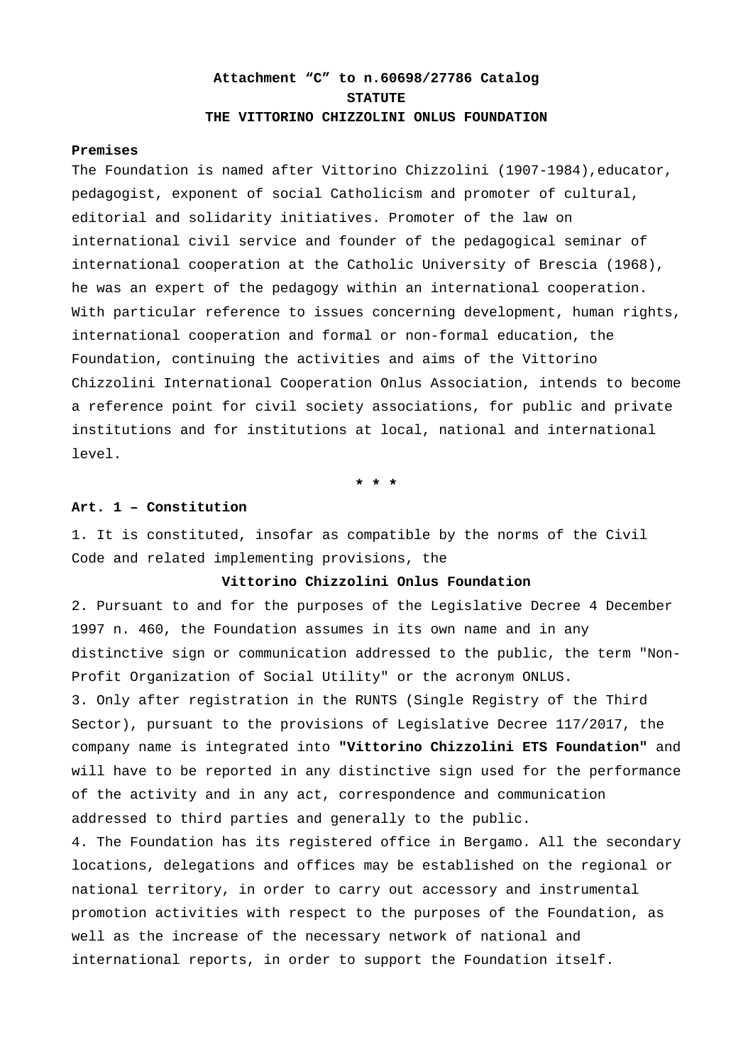**Attachment "C" to n.60698/27786 Catalog**

# STATUTE

# THE VITTORINO CHIZZOLINI ONLUS FOUNDATION

**Premises**

The Foundation is named after Vittorino Chizzolini (1907-1984),educator, pedagogist, exponent of social Catholicism and promoter of cultural, editorial and solidarity initiatives. Promoter of the law on international civil service and founder of the pedagogical seminar of international cooperation at the Catholic University of Brescia (1968), he was an expert of the pedagogy within an international cooperation. With particular reference to issues concerning development, human rights, international cooperation and formal or non-formal education, the Foundation, continuing the activities and aims of the Vittorino Chizzolini International Cooperation Onlus Association, intends to become a reference point for civil society associations, for public and private institutions and for institutions at local, national and international level.

\* \* \*

**Art. 1 – Constitution**

1. It is constituted, insofar as compatible by the norms of the Civil Code and related implementing provisions, the

**Vittorino Chizzolini Onlus Foundation**

2. Pursuant to and for the purposes of the Legislative Decree 4 December 1997 n. 460, the Foundation assumes in its own name and in any distinctive sign or communication addressed to the public, the term "Non-Profit Organization of Social Utility" or the acronym ONLUS.
3. Only after registration in the RUNTS (Single Registry of the Third Sector), pursuant to the provisions of Legislative Decree 117/2017, the company name is integrated into **"Vittorino Chizzolini ETS Foundation"** and will have to be reported in any distinctive sign used for the performance of the activity and in any act, correspondence and communication addressed to third parties and generally to the public.
4. The Foundation has its registered office in Bergamo. All the secondary locations, delegations and offices may be established on the regional or national territory, in order to carry out accessory and instrumental promotion activities with respect to the purposes of the Foundation, as well as the increase of the necessary network of national and international reports, in order to support the Foundation itself.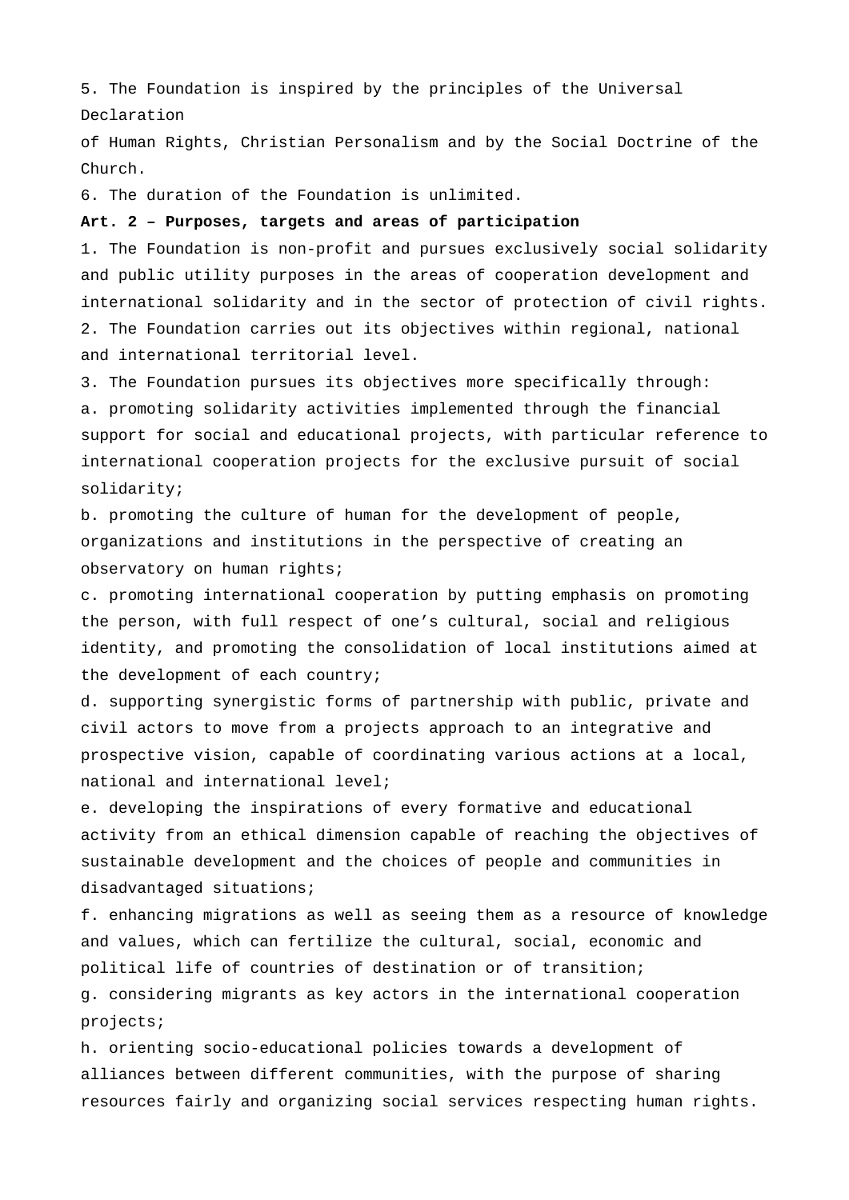5. The Foundation is inspired by the principles of the Universal Declaration of Human Rights, Christian Personalism and by the Social Doctrine of the Church.

6. The duration of the Foundation is unlimited.

**Art. 2 – Purposes, targets and areas of participation**

1. The Foundation is non-profit and pursues exclusively social solidarity and public utility purposes in the areas of cooperation development and international solidarity and in the sector of protection of civil rights.

2. The Foundation carries out its objectives within regional, national and international territorial level.

3. The Foundation pursues its objectives more specifically through:

a. promoting solidarity activities implemented through the financial support for social and educational projects, with particular reference to international cooperation projects for the exclusive pursuit of social solidarity;

b. promoting the culture of human for the development of people, organizations and institutions in the perspective of creating an observatory on human rights;

c. promoting international cooperation by putting emphasis on promoting the person, with full respect of one's cultural, social and religious identity, and promoting the consolidation of local institutions aimed at the development of each country;

d. supporting synergistic forms of partnership with public, private and civil actors to move from a projects approach to an integrative and prospective vision, capable of coordinating various actions at a local, national and international level;

e. developing the inspirations of every formative and educational activity from an ethical dimension capable of reaching the objectives of sustainable development and the choices of people and communities in disadvantaged situations;

f. enhancing migrations as well as seeing them as a resource of knowledge and values, which can fertilize the cultural, social, economic and political life of countries of destination or of transition;

g. considering migrants as key actors in the international cooperation projects;

h. orienting socio-educational policies towards a development of alliances between different communities, with the purpose of sharing resources fairly and organizing social services respecting human rights.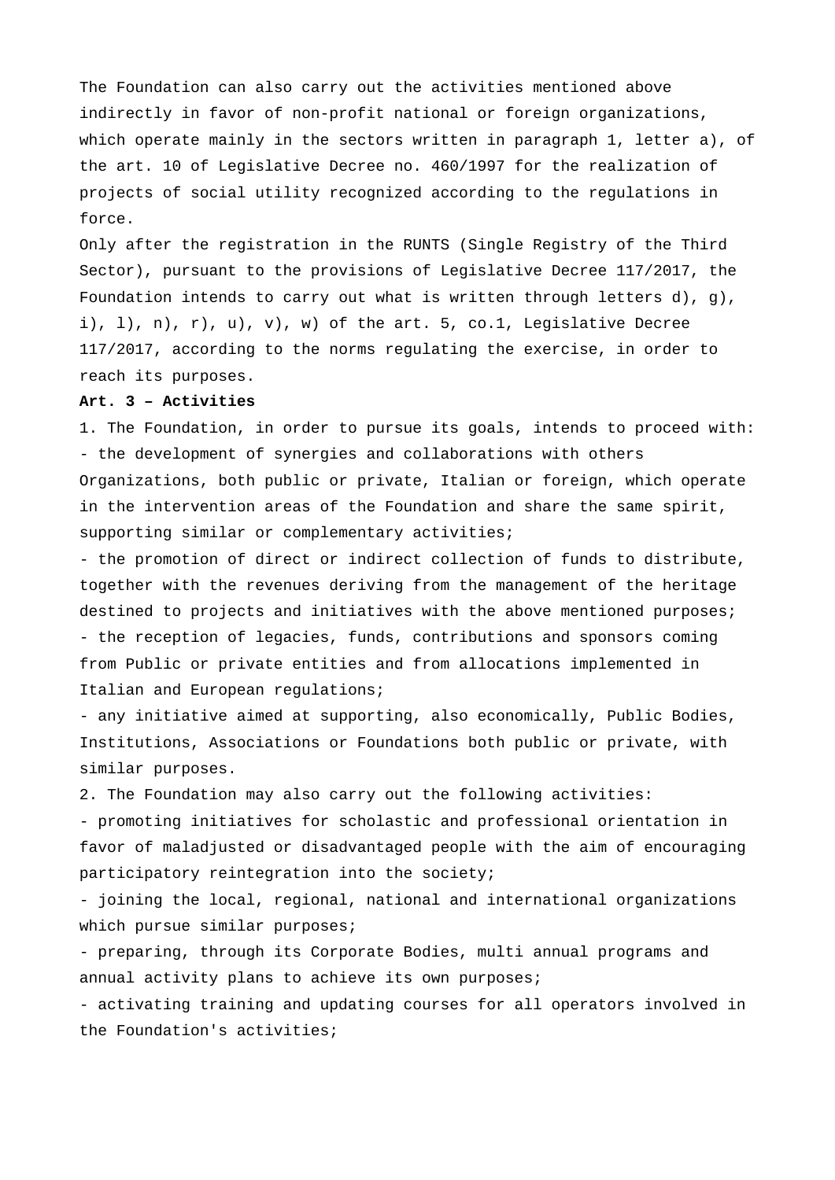The Foundation can also carry out the activities mentioned above indirectly in favor of non-profit national or foreign organizations, which operate mainly in the sectors written in paragraph 1, letter a), of the art. 10 of Legislative Decree no. 460/1997 for the realization of projects of social utility recognized according to the regulations in force.

Only after the registration in the RUNTS (Single Registry of the Third Sector), pursuant to the provisions of Legislative Decree 117/2017, the Foundation intends to carry out what is written through letters d), g), i), l), n), r), u), v), w) of the art. 5, co.1, Legislative Decree 117/2017, according to the norms regulating the exercise, in order to reach its purposes.

**Art. 3 – Activities**

1. The Foundation, in order to pursue its goals, intends to proceed with:

- the development of synergies and collaborations with others Organizations, both public or private, Italian or foreign, which operate in the intervention areas of the Foundation and share the same spirit, supporting similar or complementary activities;
- the promotion of direct or indirect collection of funds to distribute, together with the revenues deriving from the management of the heritage destined to projects and initiatives with the above mentioned purposes;
- the reception of legacies, funds, contributions and sponsors coming from Public or private entities and from allocations implemented in Italian and European regulations;
- any initiative aimed at supporting, also economically, Public Bodies, Institutions, Associations or Foundations both public or private, with similar purposes.

2. The Foundation may also carry out the following activities:

- promoting initiatives for scholastic and professional orientation in favor of maladjusted or disadvantaged people with the aim of encouraging participatory reintegration into the society;
- joining the local, regional, national and international organizations which pursue similar purposes;
- preparing, through its Corporate Bodies, multi annual programs and annual activity plans to achieve its own purposes;
- activating training and updating courses for all operators involved in the Foundation's activities;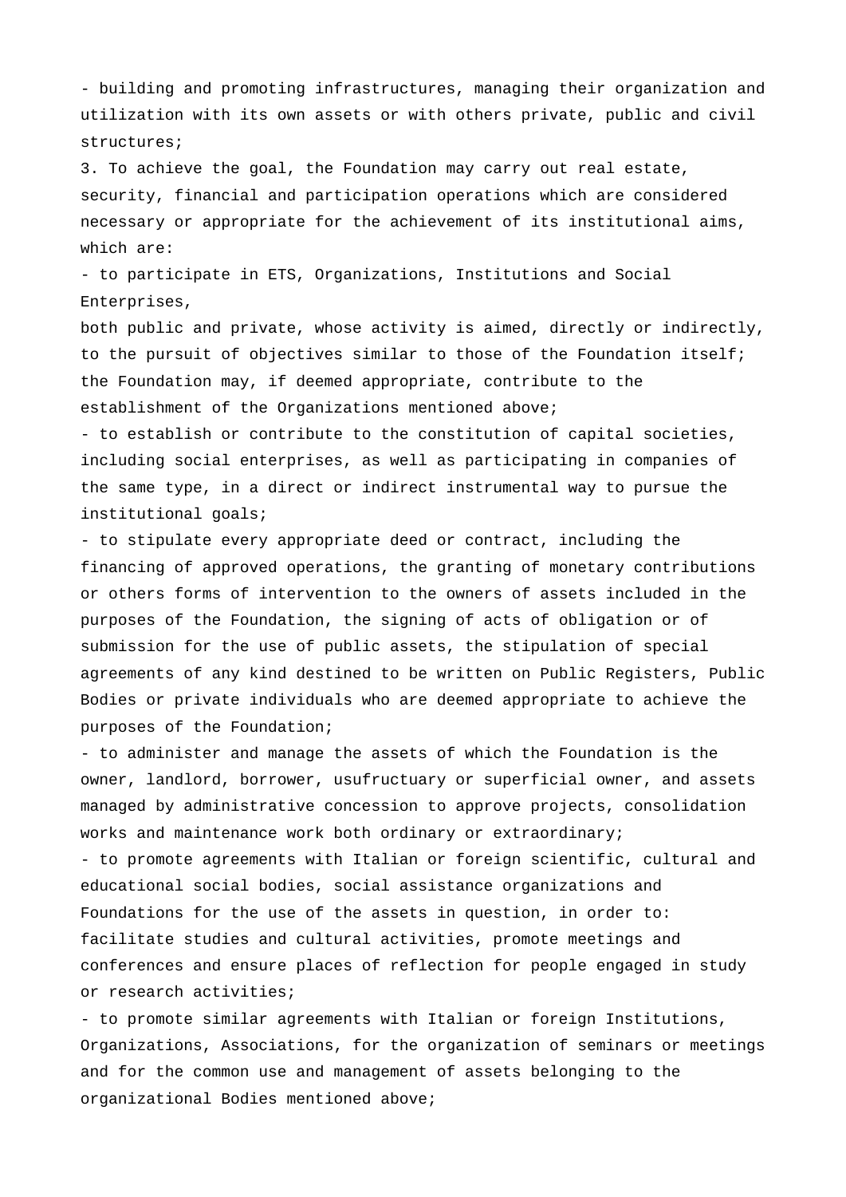- building and promoting infrastructures, managing their organization and utilization with its own assets or with others private, public and civil structures;

3. To achieve the goal, the Foundation may carry out real estate, security, financial and participation operations which are considered necessary or appropriate for the achievement of its institutional aims, which are:

- to participate in ETS, Organizations, Institutions and Social Enterprises,
both public and private, whose activity is aimed, directly or indirectly, to the pursuit of objectives similar to those of the Foundation itself; the Foundation may, if deemed appropriate, contribute to the establishment of the Organizations mentioned above;
- to establish or contribute to the constitution of capital societies, including social enterprises, as well as participating in companies of the same type, in a direct or indirect instrumental way to pursue the institutional goals;
- to stipulate every appropriate deed or contract, including the financing of approved operations, the granting of monetary contributions or others forms of intervention to the owners of assets included in the purposes of the Foundation, the signing of acts of obligation or of submission for the use of public assets, the stipulation of special agreements of any kind destined to be written on Public Registers, Public Bodies or private individuals who are deemed appropriate to achieve the purposes of the Foundation;
- to administer and manage the assets of which the Foundation is the owner, landlord, borrower, usufructuary or superficial owner, and assets managed by administrative concession to approve projects, consolidation works and maintenance work both ordinary or extraordinary;
- to promote agreements with Italian or foreign scientific, cultural and educational social bodies, social assistance organizations and Foundations for the use of the assets in question, in order to: facilitate studies and cultural activities, promote meetings and conferences and ensure places of reflection for people engaged in study or research activities;
- to promote similar agreements with Italian or foreign Institutions, Organizations, Associations, for the organization of seminars or meetings and for the common use and management of assets belonging to the organizational Bodies mentioned above;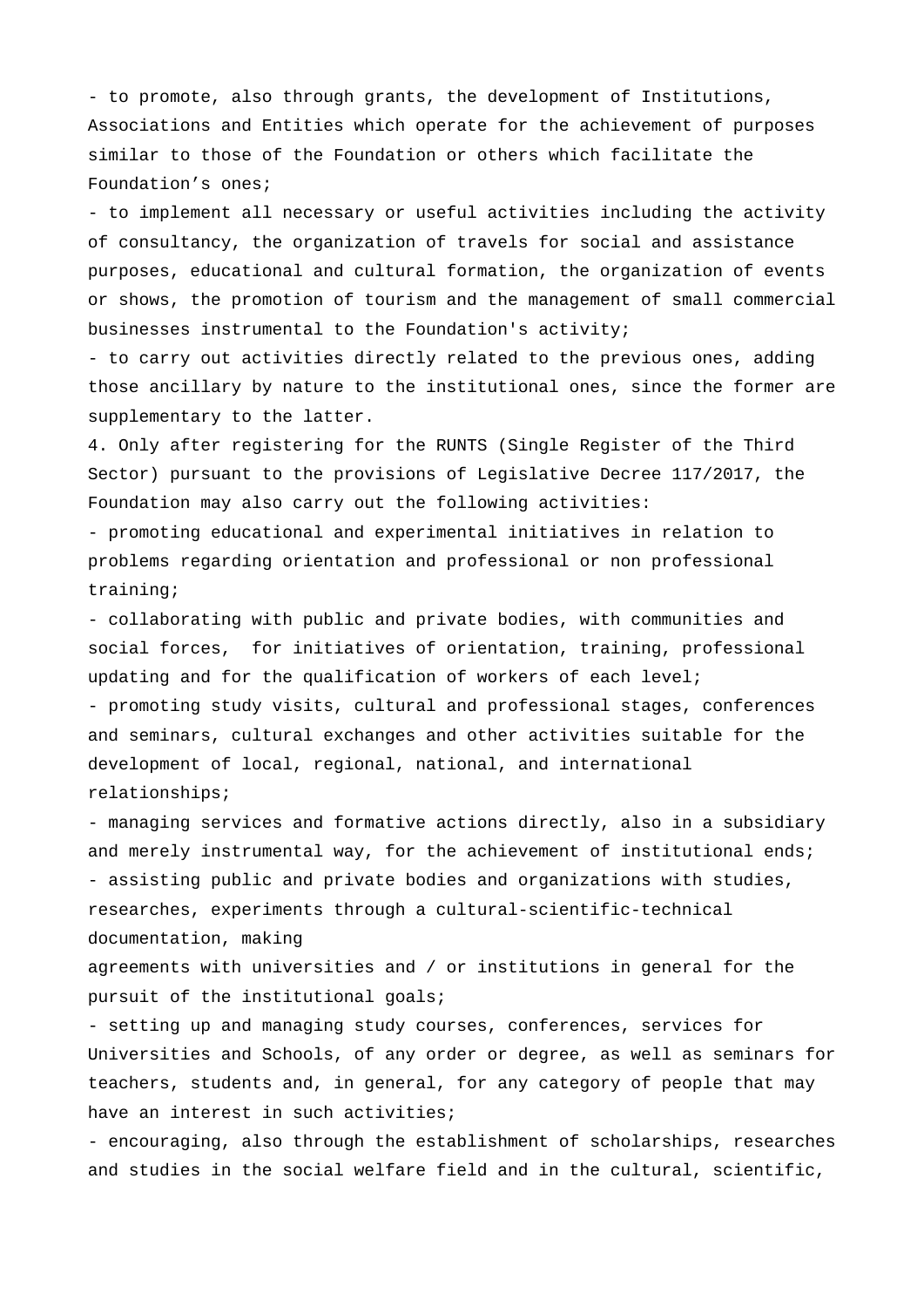- to promote, also through grants, the development of Institutions, Associations and Entities which operate for the achievement of purposes similar to those of the Foundation or others which facilitate the Foundation's ones;

- to implement all necessary or useful activities including the activity of consultancy, the organization of travels for social and assistance purposes, educational and cultural formation, the organization of events or shows, the promotion of tourism and the management of small commercial businesses instrumental to the Foundation's activity;

- to carry out activities directly related to the previous ones, adding those ancillary by nature to the institutional ones, since the former are supplementary to the latter.

4. Only after registering for the RUNTS (Single Register of the Third Sector) pursuant to the provisions of Legislative Decree 117/2017, the Foundation may also carry out the following activities:

- promoting educational and experimental initiatives in relation to problems regarding orientation and professional or non professional training;

- collaborating with public and private bodies, with communities and social forces, for initiatives of orientation, training, professional updating and for the qualification of workers of each level;

- promoting study visits, cultural and professional stages, conferences and seminars, cultural exchanges and other activities suitable for the development of local, regional, national, and international relationships;

- managing services and formative actions directly, also in a subsidiary and merely instrumental way, for the achievement of institutional ends;

- assisting public and private bodies and organizations with studies, researches, experiments through a cultural-scientific-technical documentation, making agreements with universities and / or institutions in general for the pursuit of the institutional goals;

- setting up and managing study courses, conferences, services for Universities and Schools, of any order or degree, as well as seminars for teachers, students and, in general, for any category of people that may have an interest in such activities;

- encouraging, also through the establishment of scholarships, researches and studies in the social welfare field and in the cultural, scientific,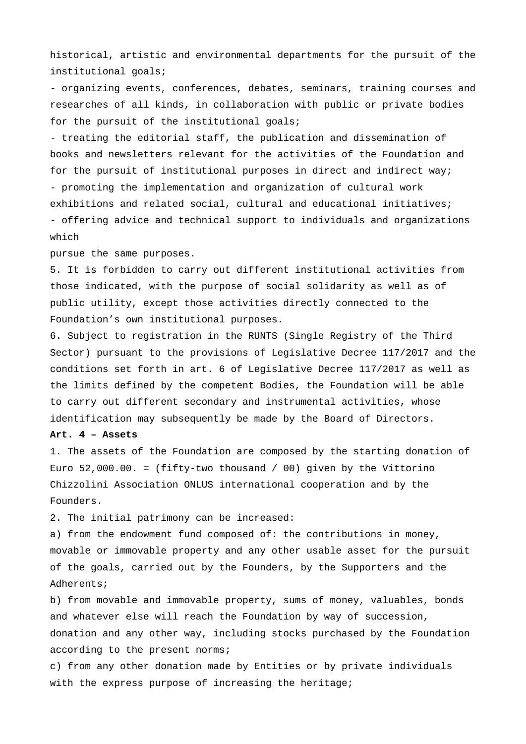historical, artistic and environmental departments for the pursuit of the institutional goals;

- organizing events, conferences, debates, seminars, training courses and researches of all kinds, in collaboration with public or private bodies for the pursuit of the institutional goals;
- treating the editorial staff, the publication and dissemination of books and newsletters relevant for the activities of the Foundation and for the pursuit of institutional purposes in direct and indirect way;
- promoting the implementation and organization of cultural work exhibitions and related social, cultural and educational initiatives;
- offering advice and technical support to individuals and organizations which
pursue the same purposes.

5. It is forbidden to carry out different institutional activities from those indicated, with the purpose of social solidarity as well as of public utility, except those activities directly connected to the Foundation's own institutional purposes.

6. Subject to registration in the RUNTS (Single Registry of the Third Sector) pursuant to the provisions of Legislative Decree 117/2017 and the conditions set forth in art. 6 of Legislative Decree 117/2017 as well as the limits defined by the competent Bodies, the Foundation will be able to carry out different secondary and instrumental activities, whose identification may subsequently be made by the Board of Directors.

**Art. 4 – Assets**

1. The assets of the Foundation are composed by the starting donation of Euro 52,000.00. = (fifty-two thousand / 00) given by the Vittorino Chizzolini Association ONLUS international cooperation and by the Founders.

2. The initial patrimony can be increased:

a) from the endowment fund composed of: the contributions in money, movable or immovable property and any other usable asset for the pursuit of the goals, carried out by the Founders, by the Supporters and the Adherents;

b) from movable and immovable property, sums of money, valuables, bonds and whatever else will reach the Foundation by way of succession, donation and any other way, including stocks purchased by the Foundation according to the present norms;

c) from any other donation made by Entities or by private individuals with the express purpose of increasing the heritage;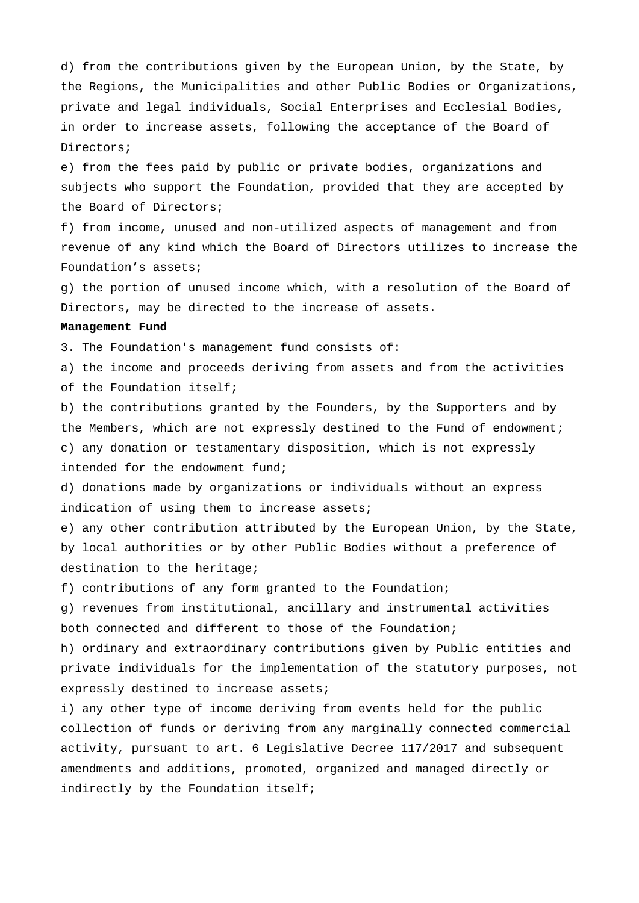d) from the contributions given by the European Union, by the State, by the Regions, the Municipalities and other Public Bodies or Organizations, private and legal individuals, Social Enterprises and Ecclesial Bodies, in order to increase assets, following the acceptance of the Board of Directors;

e) from the fees paid by public or private bodies, organizations and subjects who support the Foundation, provided that they are accepted by the Board of Directors;

f) from income, unused and non-utilized aspects of management and from revenue of any kind which the Board of Directors utilizes to increase the Foundation’s assets;

g) the portion of unused income which, with a resolution of the Board of Directors, may be directed to the increase of assets.

**Management Fund**

3. The Foundation's management fund consists of:

a) the income and proceeds deriving from assets and from the activities of the Foundation itself;

b) the contributions granted by the Founders, by the Supporters and by the Members, which are not expressly destined to the Fund of endowment;

c) any donation or testamentary disposition, which is not expressly intended for the endowment fund;

d) donations made by organizations or individuals without an express indication of using them to increase assets;

e) any other contribution attributed by the European Union, by the State, by local authorities or by other Public Bodies without a preference of destination to the heritage;

f) contributions of any form granted to the Foundation;

g) revenues from institutional, ancillary and instrumental activities both connected and different to those of the Foundation;

h) ordinary and extraordinary contributions given by Public entities and private individuals for the implementation of the statutory purposes, not expressly destined to increase assets;

i) any other type of income deriving from events held for the public collection of funds or deriving from any marginally connected commercial activity, pursuant to art. 6 Legislative Decree 117/2017 and subsequent amendments and additions, promoted, organized and managed directly or indirectly by the Foundation itself;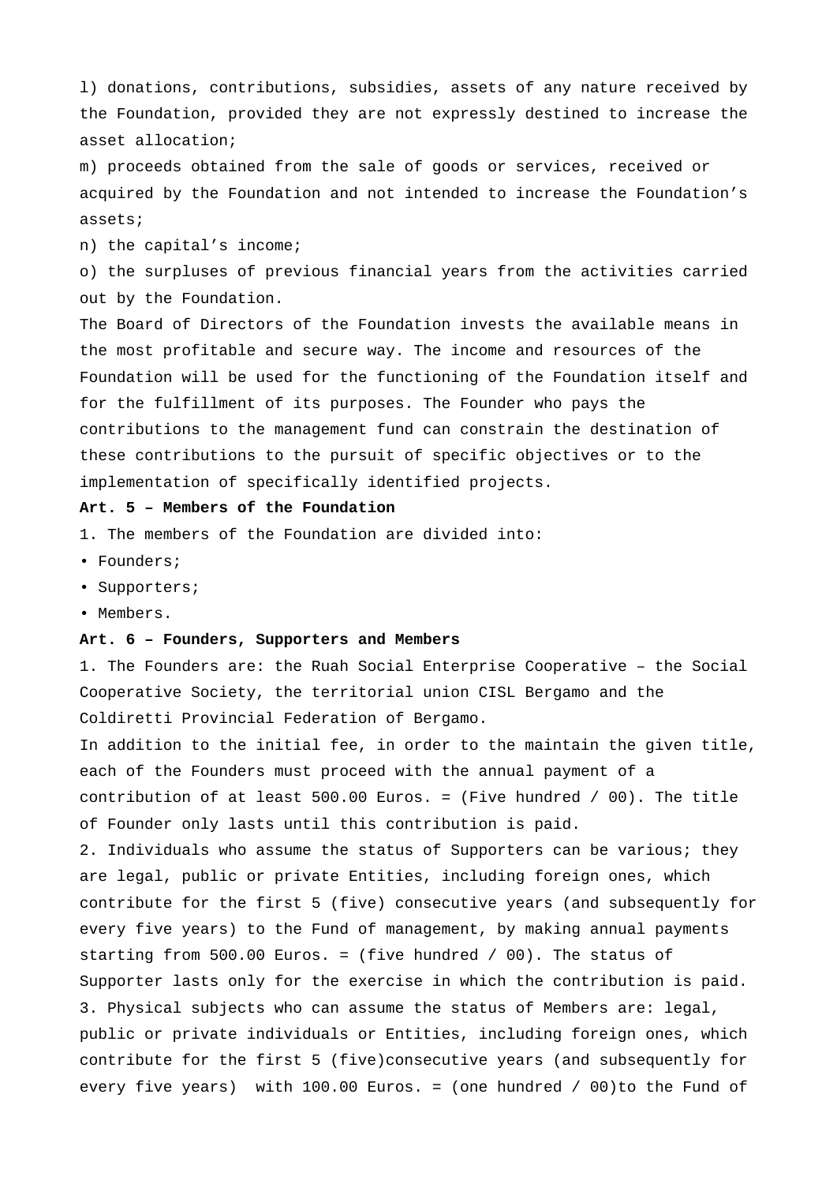l) donations, contributions, subsidies, assets of any nature received by the Foundation, provided they are not expressly destined to increase the asset allocation;

m) proceeds obtained from the sale of goods or services, received or acquired by the Foundation and not intended to increase the Foundation's assets;

n) the capital's income;

o) the surpluses of previous financial years from the activities carried out by the Foundation.

The Board of Directors of the Foundation invests the available means in the most profitable and secure way. The income and resources of the Foundation will be used for the functioning of the Foundation itself and for the fulfillment of its purposes. The Founder who pays the contributions to the management fund can constrain the destination of these contributions to the pursuit of specific objectives or to the implementation of specifically identified projects.

**Art. 5 – Members of the Foundation**

1. The members of the Foundation are divided into:

• Founders;

• Supporters;

• Members.

**Art. 6 – Founders, Supporters and Members**

1. The Founders are: the Ruah Social Enterprise Cooperative – the Social Cooperative Society, the territorial union CISL Bergamo and the Coldiretti Provincial Federation of Bergamo.

In addition to the initial fee, in order to the maintain the given title, each of the Founders must proceed with the annual payment of a contribution of at least 500.00 Euros. = (Five hundred / 00). The title of Founder only lasts until this contribution is paid.

2. Individuals who assume the status of Supporters can be various; they are legal, public or private Entities, including foreign ones, which contribute for the first 5 (five) consecutive years (and subsequently for every five years) to the Fund of management, by making annual payments starting from 500.00 Euros. = (five hundred / 00). The status of Supporter lasts only for the exercise in which the contribution is paid.

3. Physical subjects who can assume the status of Members are: legal, public or private individuals or Entities, including foreign ones, which contribute for the first 5 (five)consecutive years (and subsequently for every five years)  with 100.00 Euros. = (one hundred / 00)to the Fund of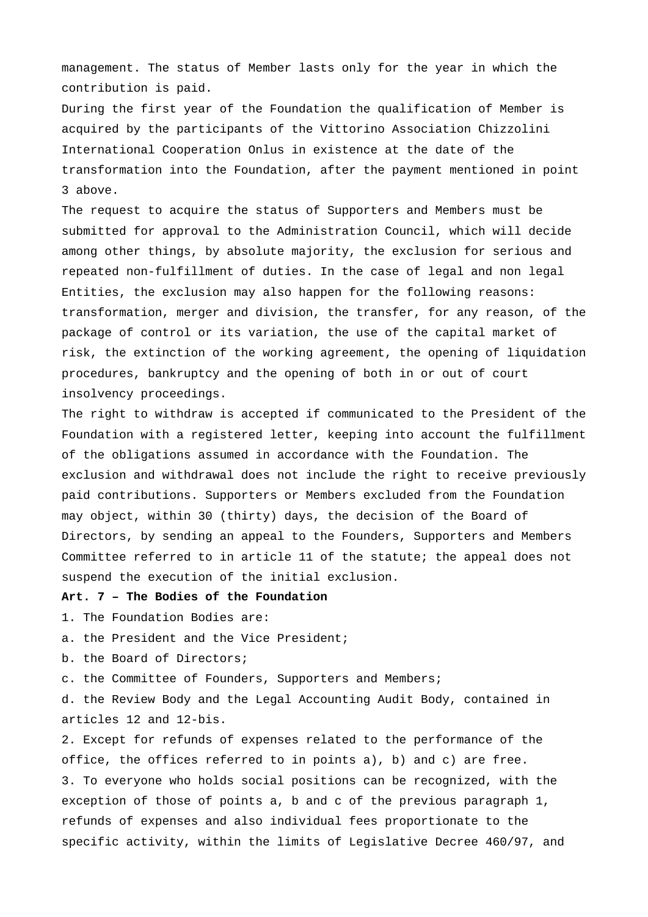management. The status of Member lasts only for the year in which the contribution is paid.

During the first year of the Foundation the qualification of Member is acquired by the participants of the Vittorino Association Chizzolini International Cooperation Onlus in existence at the date of the transformation into the Foundation, after the payment mentioned in point 3 above.

The request to acquire the status of Supporters and Members must be submitted for approval to the Administration Council, which will decide among other things, by absolute majority, the exclusion for serious and repeated non-fulfillment of duties. In the case of legal and non legal Entities, the exclusion may also happen for the following reasons: transformation, merger and division, the transfer, for any reason, of the package of control or its variation, the use of the capital market of risk, the extinction of the working agreement, the opening of liquidation procedures, bankruptcy and the opening of both in or out of court insolvency proceedings.

The right to withdraw is accepted if communicated to the President of the Foundation with a registered letter, keeping into account the fulfillment of the obligations assumed in accordance with the Foundation. The exclusion and withdrawal does not include the right to receive previously paid contributions. Supporters or Members excluded from the Foundation may object, within 30 (thirty) days, the decision of the Board of Directors, by sending an appeal to the Founders, Supporters and Members Committee referred to in article 11 of the statute; the appeal does not suspend the execution of the initial exclusion.

**Art. 7 – The Bodies of the Foundation**

1. The Foundation Bodies are:

a. the President and the Vice President;

b. the Board of Directors;

c. the Committee of Founders, Supporters and Members;

d. the Review Body and the Legal Accounting Audit Body, contained in articles 12 and 12-bis.

2. Except for refunds of expenses related to the performance of the office, the offices referred to in points a), b) and c) are free.

3. To everyone who holds social positions can be recognized, with the exception of those of points a, b and c of the previous paragraph 1, refunds of expenses and also individual fees proportionate to the specific activity, within the limits of Legislative Decree 460/97, and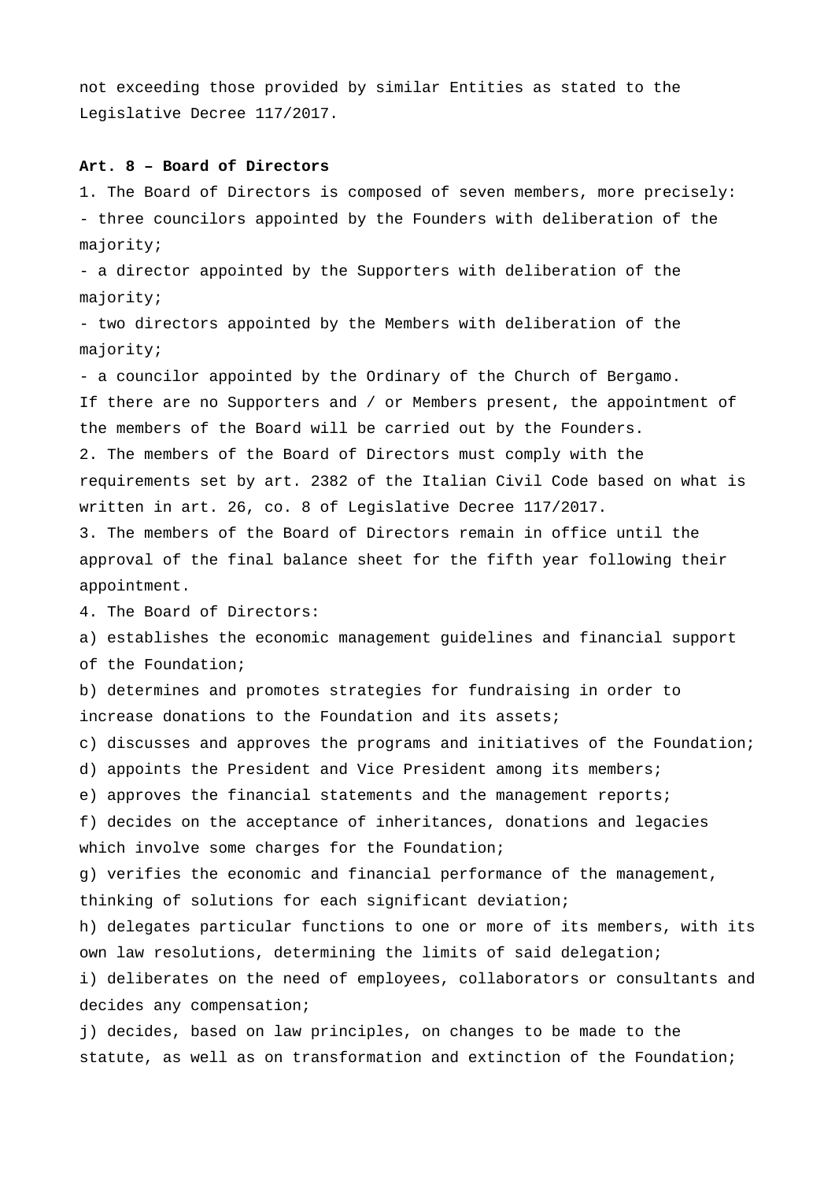not exceeding those provided by similar Entities as stated to the Legislative Decree 117/2017.

**Art. 8 – Board of Directors**

1. The Board of Directors is composed of seven members, more precisely:
- three councilors appointed by the Founders with deliberation of the majority;
- a director appointed by the Supporters with deliberation of the majority;
- two directors appointed by the Members with deliberation of the majority;
- a councilor appointed by the Ordinary of the Church of Bergamo.

If there are no Supporters and / or Members present, the appointment of the members of the Board will be carried out by the Founders.

2. The members of the Board of Directors must comply with the requirements set by art. 2382 of the Italian Civil Code based on what is written in art. 26, co. 8 of Legislative Decree 117/2017.

3. The members of the Board of Directors remain in office until the approval of the final balance sheet for the fifth year following their appointment.

4. The Board of Directors:

a) establishes the economic management guidelines and financial support of the Foundation;

b) determines and promotes strategies for fundraising in order to increase donations to the Foundation and its assets;

c) discusses and approves the programs and initiatives of the Foundation;

d) appoints the President and Vice President among its members;

e) approves the financial statements and the management reports;

f) decides on the acceptance of inheritances, donations and legacies which involve some charges for the Foundation;

g) verifies the economic and financial performance of the management, thinking of solutions for each significant deviation;

h) delegates particular functions to one or more of its members, with its own law resolutions, determining the limits of said delegation;

i) deliberates on the need of employees, collaborators or consultants and decides any compensation;

j) decides, based on law principles, on changes to be made to the statute, as well as on transformation and extinction of the Foundation;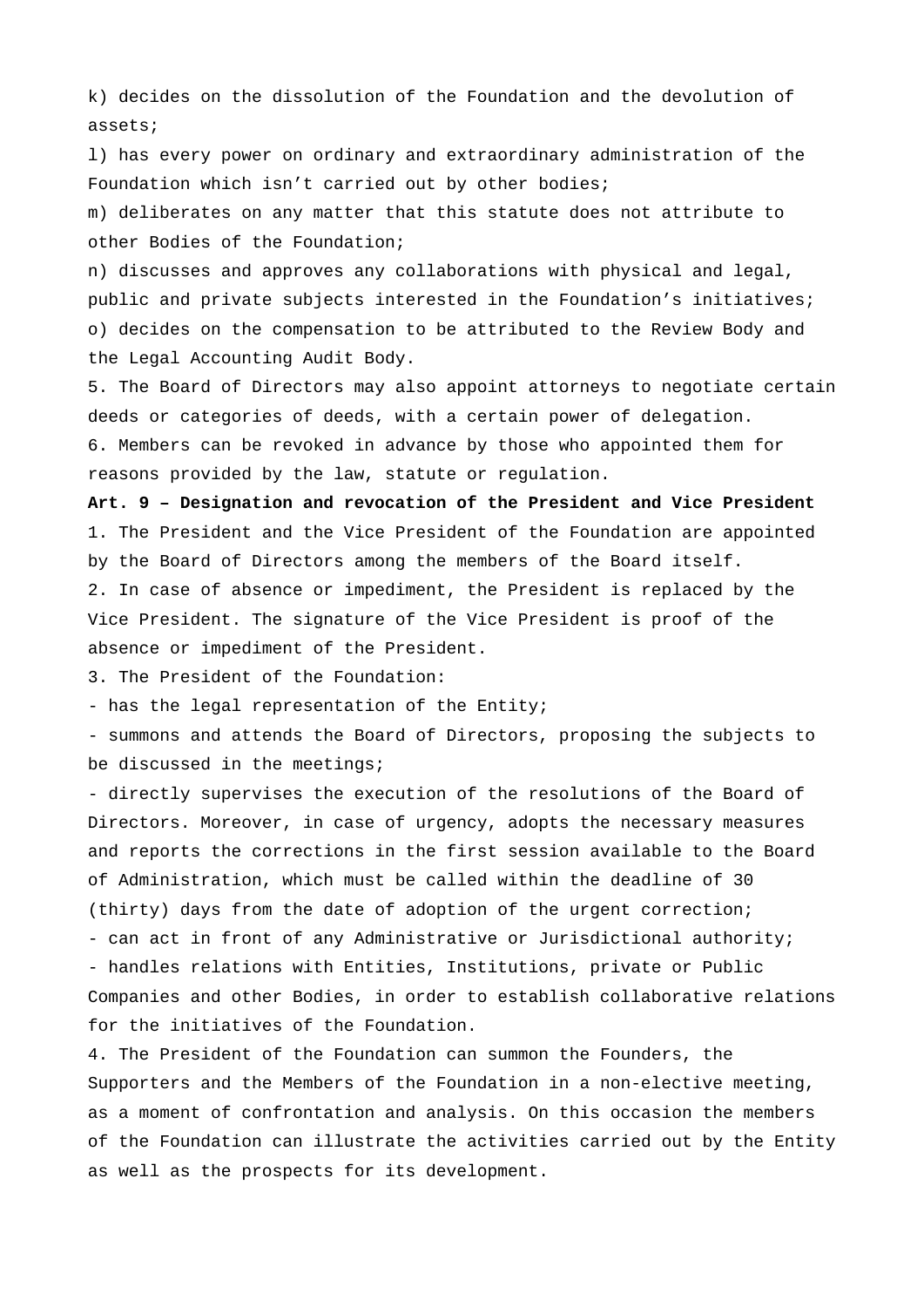k) decides on the dissolution of the Foundation and the devolution of assets;

l) has every power on ordinary and extraordinary administration of the Foundation which isn't carried out by other bodies;

m) deliberates on any matter that this statute does not attribute to other Bodies of the Foundation;

n) discusses and approves any collaborations with physical and legal, public and private subjects interested in the Foundation's initiatives;

o) decides on the compensation to be attributed to the Review Body and the Legal Accounting Audit Body.

5. The Board of Directors may also appoint attorneys to negotiate certain deeds or categories of deeds, with a certain power of delegation.

6. Members can be revoked in advance by those who appointed them for reasons provided by the law, statute or regulation.

**Art. 9 – Designation and revocation of the President and Vice President**

1. The President and the Vice President of the Foundation are appointed by the Board of Directors among the members of the Board itself.

2. In case of absence or impediment, the President is replaced by the Vice President. The signature of the Vice President is proof of the absence or impediment of the President.

3. The President of the Foundation:

- has the legal representation of the Entity;
- summons and attends the Board of Directors, proposing the subjects to be discussed in the meetings;
- directly supervises the execution of the resolutions of the Board of Directors. Moreover, in case of urgency, adopts the necessary measures and reports the corrections in the first session available to the Board of Administration, which must be called within the deadline of 30 (thirty) days from the date of adoption of the urgent correction;
- can act in front of any Administrative or Jurisdictional authority;
- handles relations with Entities, Institutions, private or Public Companies and other Bodies, in order to establish collaborative relations for the initiatives of the Foundation.

4. The President of the Foundation can summon the Founders, the Supporters and the Members of the Foundation in a non-elective meeting, as a moment of confrontation and analysis. On this occasion the members of the Foundation can illustrate the activities carried out by the Entity as well as the prospects for its development.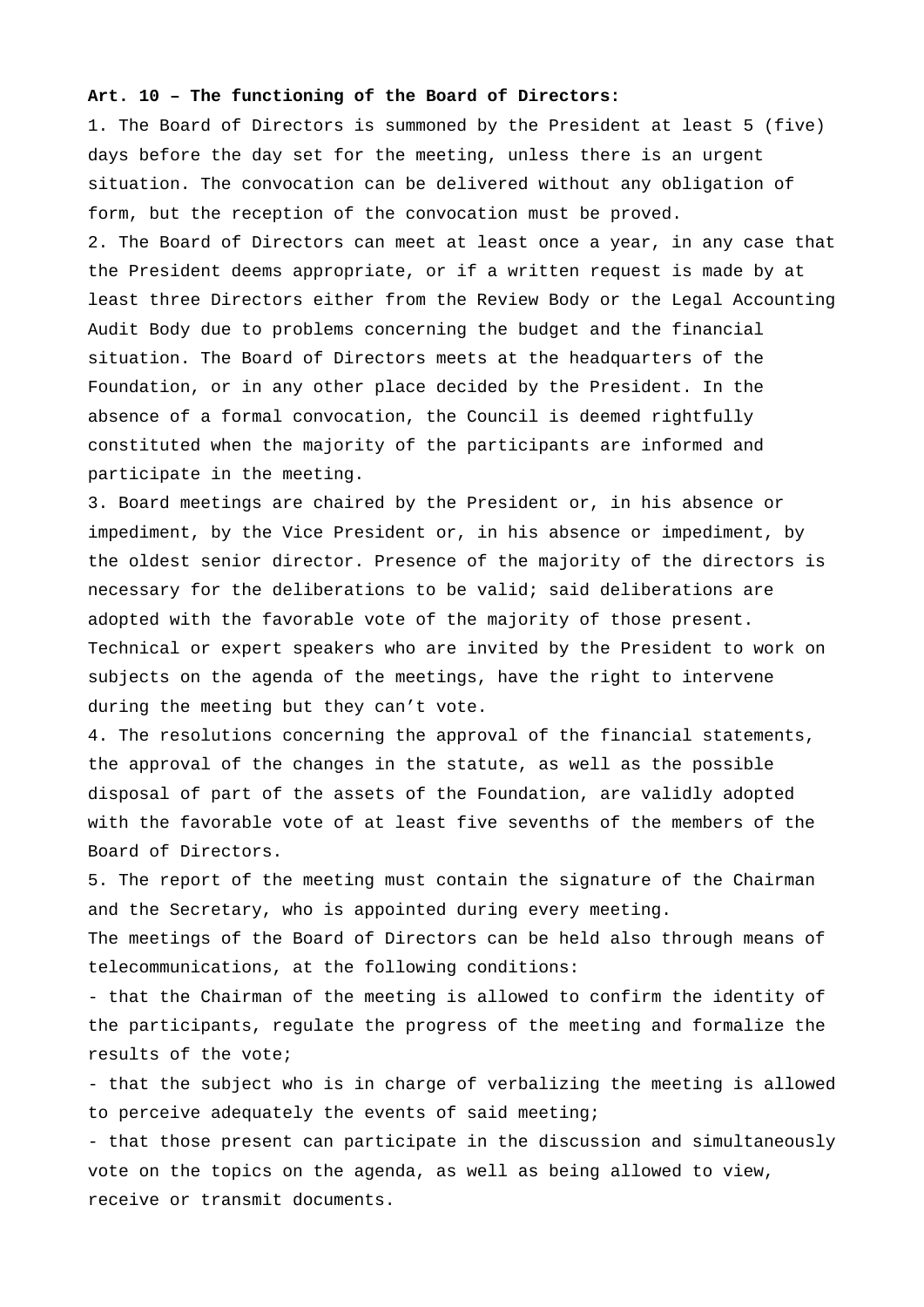**Art. 10 – The functioning of the Board of Directors:**

1. The Board of Directors is summoned by the President at least 5 (five) days before the day set for the meeting, unless there is an urgent situation. The convocation can be delivered without any obligation of form, but the reception of the convocation must be proved.
2. The Board of Directors can meet at least once a year, in any case that the President deems appropriate, or if a written request is made by at least three Directors either from the Review Body or the Legal Accounting Audit Body due to problems concerning the budget and the financial situation. The Board of Directors meets at the headquarters of the Foundation, or in any other place decided by the President. In the absence of a formal convocation, the Council is deemed rightfully constituted when the majority of the participants are informed and participate in the meeting.
3. Board meetings are chaired by the President or, in his absence or impediment, by the Vice President or, in his absence or impediment, by the oldest senior director. Presence of the majority of the directors is necessary for the deliberations to be valid; said deliberations are adopted with the favorable vote of the majority of those present. Technical or expert speakers who are invited by the President to work on subjects on the agenda of the meetings, have the right to intervene during the meeting but they can't vote.
4. The resolutions concerning the approval of the financial statements, the approval of the changes in the statute, as well as the possible disposal of part of the assets of the Foundation, are validly adopted with the favorable vote of at least five sevenths of the members of the Board of Directors.
5. The report of the meeting must contain the signature of the Chairman and the Secretary, who is appointed during every meeting.

The meetings of the Board of Directors can be held also through means of telecommunications, at the following conditions:

- that the Chairman of the meeting is allowed to confirm the identity of the participants, regulate the progress of the meeting and formalize the results of the vote;
- that the subject who is in charge of verbalizing the meeting is allowed to perceive adequately the events of said meeting;
- that those present can participate in the discussion and simultaneously vote on the topics on the agenda, as well as being allowed to view, receive or transmit documents.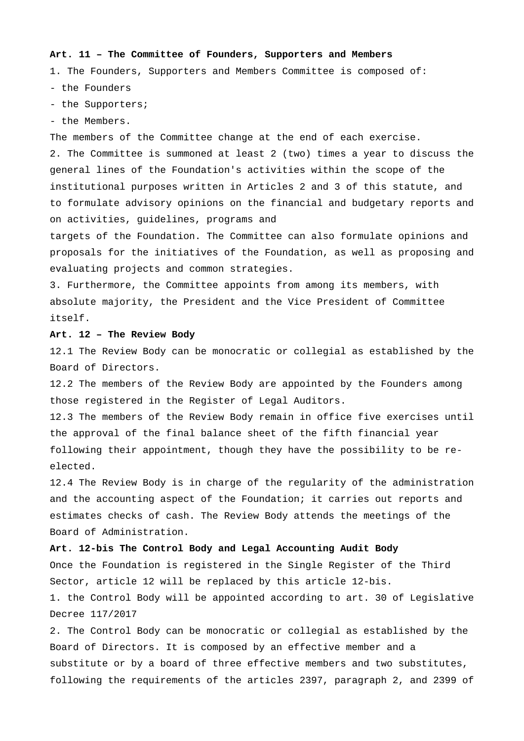**Art. 11 – The Committee of Founders, Supporters and Members**

1. The Founders, Supporters and Members Committee is composed of:

- the Founders
- the Supporters;
- the Members.

The members of the Committee change at the end of each exercise.

2. The Committee is summoned at least 2 (two) times a year to discuss the general lines of the Foundation's activities within the scope of the institutional purposes written in Articles 2 and 3 of this statute, and to formulate advisory opinions on the financial and budgetary reports and on activities, guidelines, programs and targets of the Foundation. The Committee can also formulate opinions and proposals for the initiatives of the Foundation, as well as proposing and evaluating projects and common strategies.

3. Furthermore, the Committee appoints from among its members, with absolute majority, the President and the Vice President of Committee itself.

**Art. 12 – The Review Body**

12.1 The Review Body can be monocratic or collegial as established by the Board of Directors.

12.2 The members of the Review Body are appointed by the Founders among those registered in the Register of Legal Auditors.

12.3 The members of the Review Body remain in office five exercises until the approval of the final balance sheet of the fifth financial year following their appointment, though they have the possibility to be re-elected.

12.4 The Review Body is in charge of the regularity of the administration and the accounting aspect of the Foundation; it carries out reports and estimates checks of cash. The Review Body attends the meetings of the Board of Administration.

**Art. 12-bis The Control Body and Legal Accounting Audit Body**

Once the Foundation is registered in the Single Register of the Third Sector, article 12 will be replaced by this article 12-bis.

1. the Control Body will be appointed according to art. 30 of Legislative Decree 117/2017

2. The Control Body can be monocratic or collegial as established by the Board of Directors. It is composed by an effective member and a substitute or by a board of three effective members and two substitutes, following the requirements of the articles 2397, paragraph 2, and 2399 of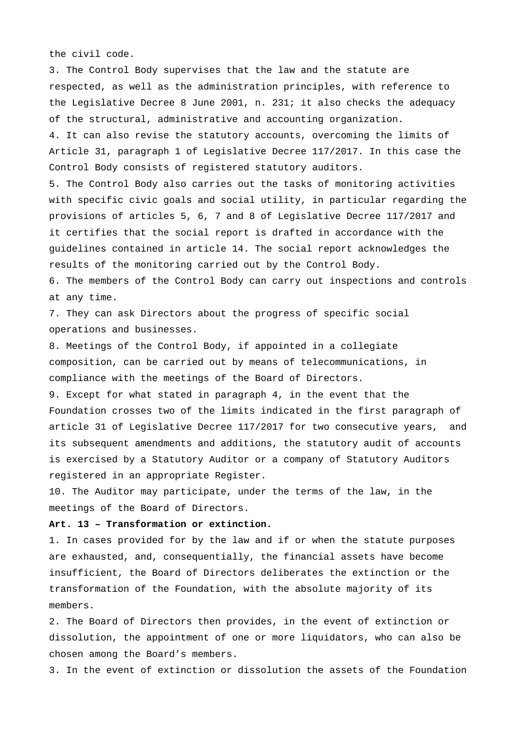the civil code.

3. The Control Body supervises that the law and the statute are respected, as well as the administration principles, with reference to the Legislative Decree 8 June 2001, n. 231; it also checks the adequacy of the structural, administrative and accounting organization.

4. It can also revise the statutory accounts, overcoming the limits of Article 31, paragraph 1 of Legislative Decree 117/2017. In this case the Control Body consists of registered statutory auditors.

5. The Control Body also carries out the tasks of monitoring activities with specific civic goals and social utility, in particular regarding the provisions of articles 5, 6, 7 and 8 of Legislative Decree 117/2017 and it certifies that the social report is drafted in accordance with the guidelines contained in article 14. The social report acknowledges the results of the monitoring carried out by the Control Body.

6. The members of the Control Body can carry out inspections and controls at any time.

7. They can ask Directors about the progress of specific social operations and businesses.

8. Meetings of the Control Body, if appointed in a collegiate composition, can be carried out by means of telecommunications, in compliance with the meetings of the Board of Directors.

9. Except for what stated in paragraph 4, in the event that the Foundation crosses two of the limits indicated in the first paragraph of article 31 of Legislative Decree 117/2017 for two consecutive years, and its subsequent amendments and additions, the statutory audit of accounts is exercised by a Statutory Auditor or a company of Statutory Auditors registered in an appropriate Register.

10. The Auditor may participate, under the terms of the law, in the meetings of the Board of Directors.

**Art. 13 – Transformation or extinction.**

1. In cases provided for by the law and if or when the statute purposes are exhausted, and, consequentially, the financial assets have become insufficient, the Board of Directors deliberates the extinction or the transformation of the Foundation, with the absolute majority of its members.

2. The Board of Directors then provides, in the event of extinction or dissolution, the appointment of one or more liquidators, who can also be chosen among the Board's members.

3. In the event of extinction or dissolution the assets of the Foundation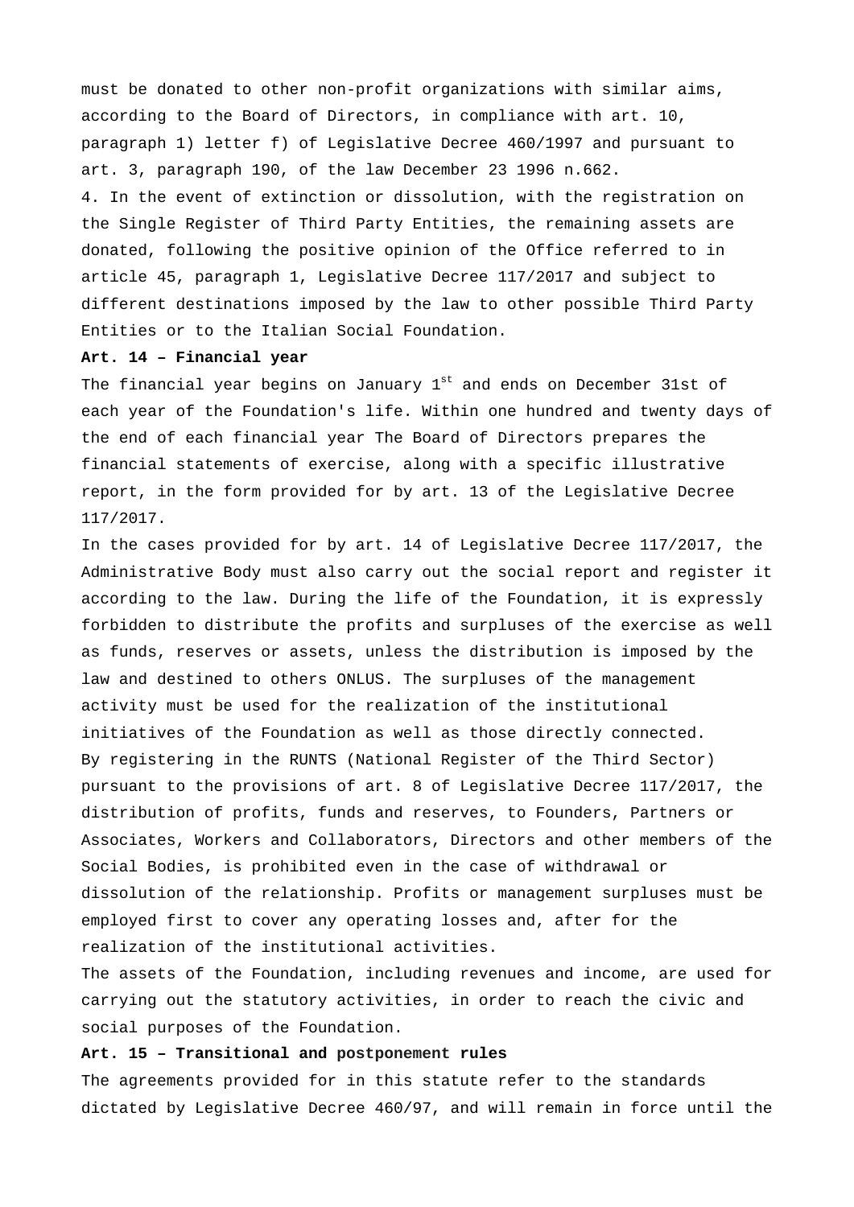must be donated to other non-profit organizations with similar aims, according to the Board of Directors, in compliance with art. 10, paragraph 1) letter f) of Legislative Decree 460/1997 and pursuant to art. 3, paragraph 190, of the law December 23 1996 n.662.

4. In the event of extinction or dissolution, with the registration on the Single Register of Third Party Entities, the remaining assets are donated, following the positive opinion of the Office referred to in article 45, paragraph 1, Legislative Decree 117/2017 and subject to different destinations imposed by the law to other possible Third Party Entities or to the Italian Social Foundation.

**Art. 14 – Financial year**

The financial year begins on January 1st and ends on December 31st of each year of the Foundation's life. Within one hundred and twenty days of the end of each financial year The Board of Directors prepares the financial statements of exercise, along with a specific illustrative report, in the form provided for by art. 13 of the Legislative Decree 117/2017.

In the cases provided for by art. 14 of Legislative Decree 117/2017, the Administrative Body must also carry out the social report and register it according to the law. During the life of the Foundation, it is expressly forbidden to distribute the profits and surpluses of the exercise as well as funds, reserves or assets, unless the distribution is imposed by the law and destined to others ONLUS. The surpluses of the management activity must be used for the realization of the institutional initiatives of the Foundation as well as those directly connected.

By registering in the RUNTS (National Register of the Third Sector) pursuant to the provisions of art. 8 of Legislative Decree 117/2017, the distribution of profits, funds and reserves, to Founders, Partners or Associates, Workers and Collaborators, Directors and other members of the Social Bodies, is prohibited even in the case of withdrawal or dissolution of the relationship. Profits or management surpluses must be employed first to cover any operating losses and, after for the realization of the institutional activities.

The assets of the Foundation, including revenues and income, are used for carrying out the statutory activities, in order to reach the civic and social purposes of the Foundation.

**Art. 15 – Transitional and postponement rules**

The agreements provided for in this statute refer to the standards dictated by Legislative Decree 460/97, and will remain in force until the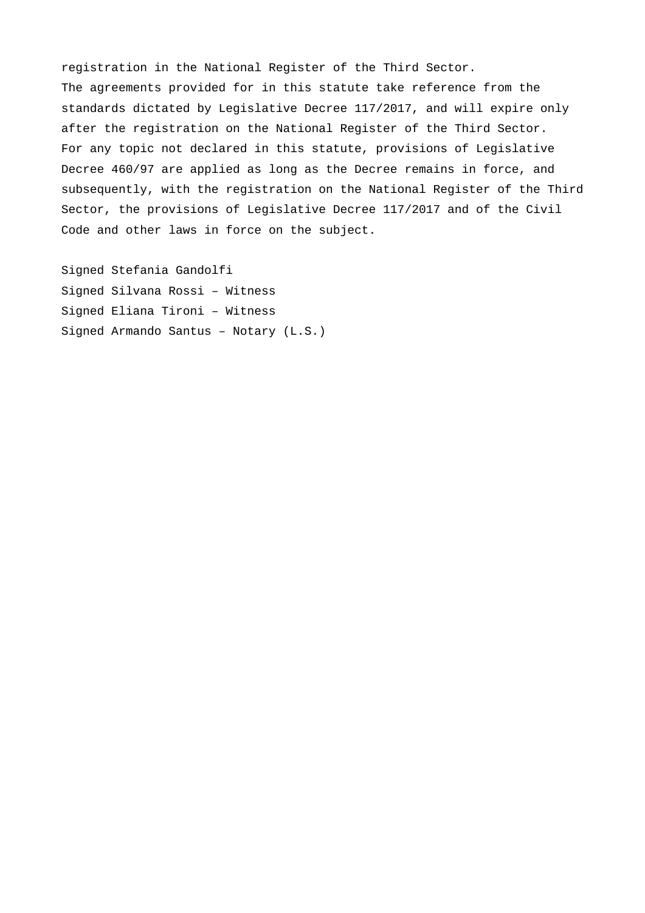registration in the National Register of the Third Sector.

The agreements provided for in this statute take reference from the standards dictated by Legislative Decree 117/2017, and will expire only after the registration on the National Register of the Third Sector.

For any topic not declared in this statute, provisions of Legislative Decree 460/97 are applied as long as the Decree remains in force, and subsequently, with the registration on the National Register of the Third Sector, the provisions of Legislative Decree 117/2017 and of the Civil Code and other laws in force on the subject.

Signed Stefania Gandolfi
Signed Silvana Rossi – Witness
Signed Eliana Tironi – Witness
Signed Armando Santus – Notary (L.S.)